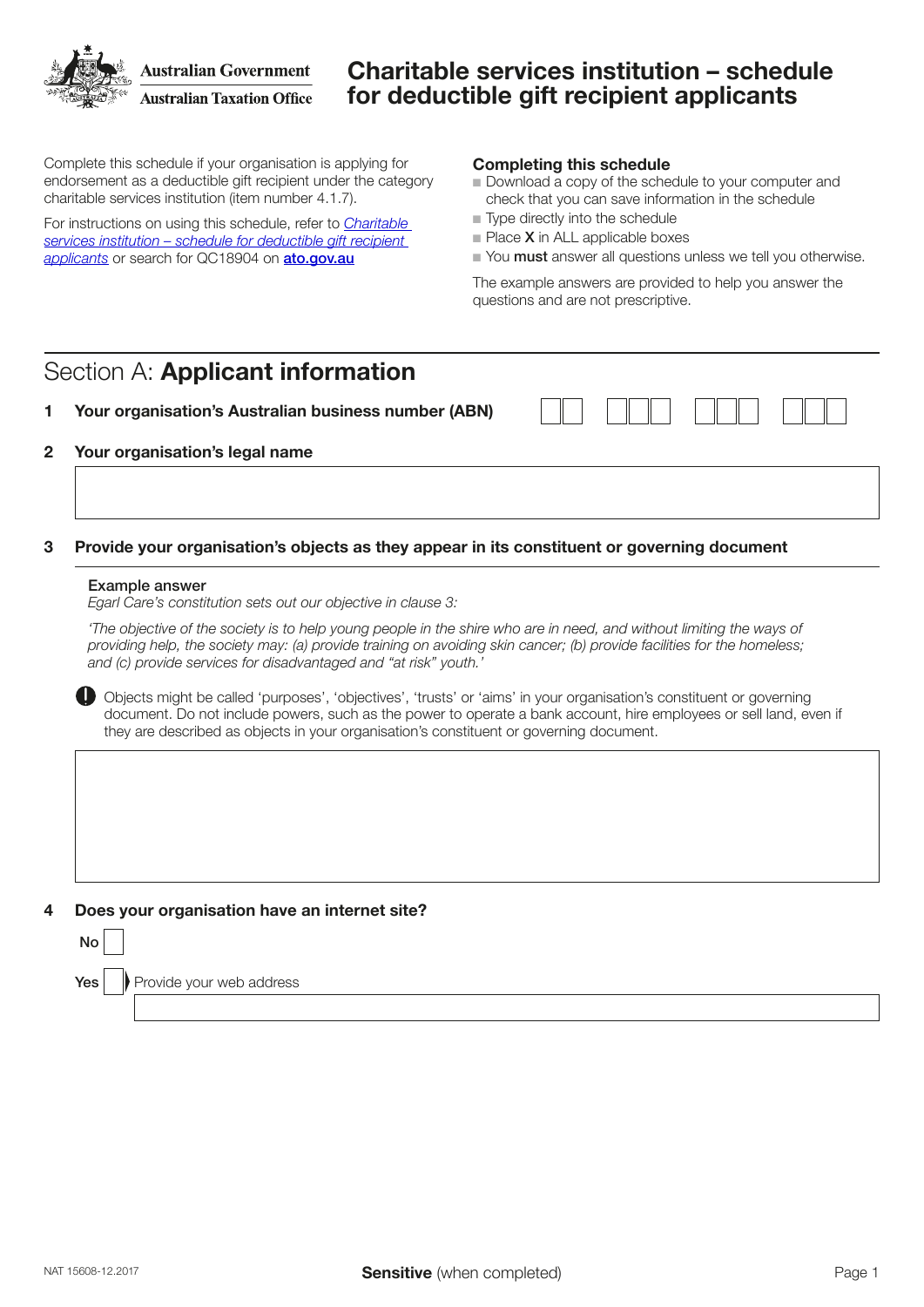Australian Government
Australian Taxation Office

# Charitable services institution – schedule for deductible gift recipient applicants

Complete this schedule if your organisation is applying for endorsement as a deductible gift recipient under the category charitable services institution (item number 4.1.7).

For instructions on using this schedule, refer to *Charitable services institution – schedule for deductible gift recipient applicants* or search for QC18904 on **ato.gov.au**

### Completing this schedule

- Download a copy of the schedule to your computer and check that you can save information in the schedule
- Type directly into the schedule
- Place **X** in ALL applicable boxes
- You **must** answer all questions unless we tell you otherwise.

The example answers are provided to help you answer the questions and are not prescriptive.

## Section A: **Applicant information**

**1 Your organisation's Australian business number (ABN)**

**2 Your organisation's legal name**

**3 Provide your organisation's objects as they appear in its constituent or governing document**

**Example answer**

*Egarl Care's constitution sets out our objective in clause 3:*

*'The objective of the society is to help young people in the shire who are in need, and without limiting the ways of providing help, the society may: (a) provide training on avoiding skin cancer; (b) provide facilities for the homeless; and (c) provide services for disadvantaged and "at risk" youth.'*

Objects might be called 'purposes', 'objectives', 'trusts' or 'aims' in your organisation's constituent or governing document. Do not include powers, such as the power to operate a bank account, hire employees or sell land, even if they are described as objects in your organisation's constituent or governing document.

**4 Does your organisation have an internet site?**

No

Yes ▶ Provide your web address

NAT 15608-12.2017

**Sensitive** (when completed)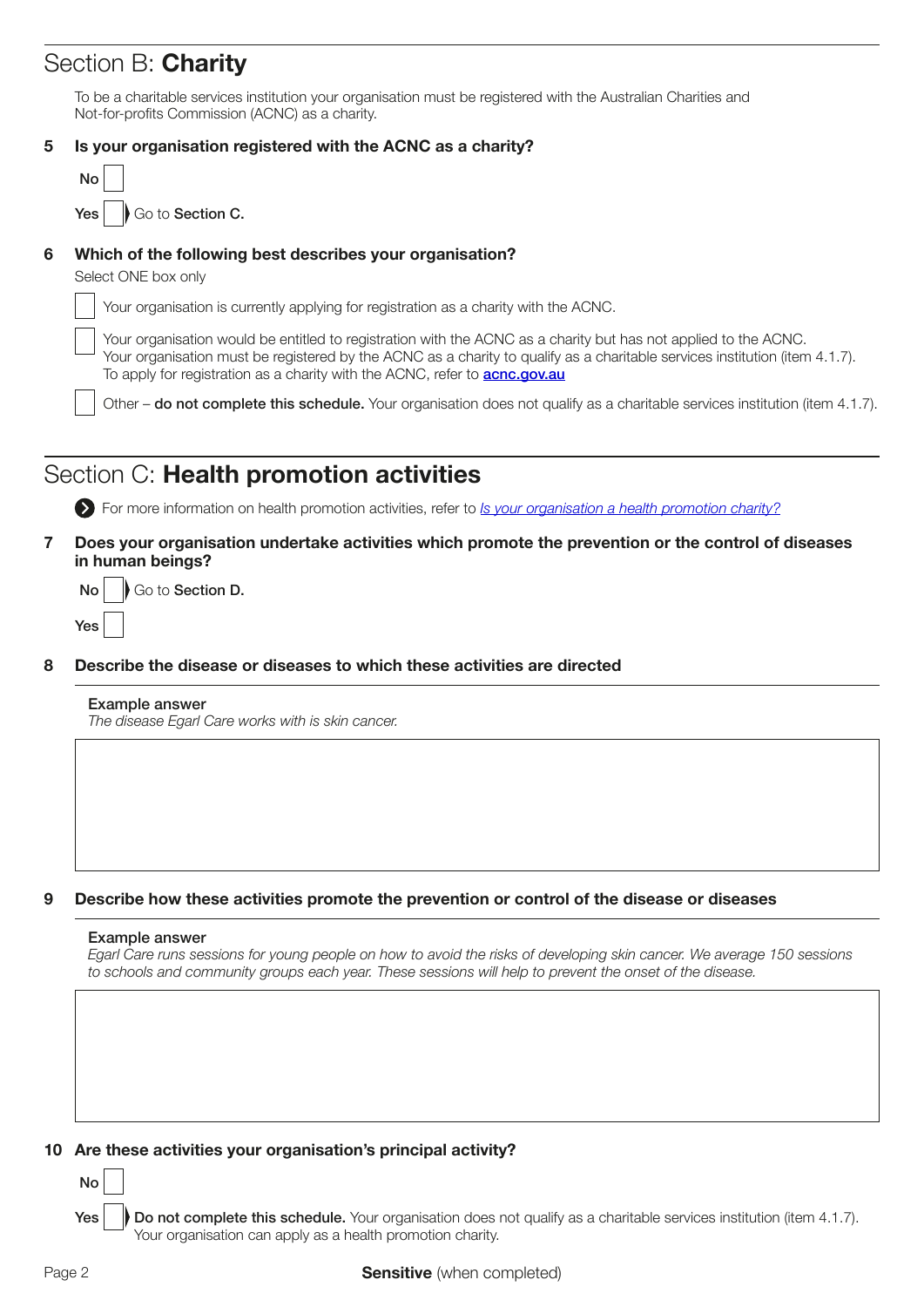## Section B: **Charity**

To be a charitable services institution your organisation must be registered with the Australian Charities and Not-for-profits Commission (ACNC) as a charity.

**5 Is your organisation registered with the ACNC as a charity?**

No ☐

Yes ☐ ▶ Go to **Section C.**

**6 Which of the following best describes your organisation?**

Select ONE box only

☐ Your organisation is currently applying for registration as a charity with the ACNC.

☐ Your organisation would be entitled to registration with the ACNC as a charity but has not applied to the ACNC. Your organisation must be registered by the ACNC as a charity to qualify as a charitable services institution (item 4.1.7). To apply for registration as a charity with the ACNC, refer to **acnc.gov.au**

☐ Other – **do not complete this schedule.** Your organisation does not qualify as a charitable services institution (item 4.1.7).

## Section C: **Health promotion activities**

For more information on health promotion activities, refer to *Is your organisation a health promotion charity?*

**7 Does your organisation undertake activities which promote the prevention or the control of diseases in human beings?**

No ☐ ▶ Go to **Section D.**

Yes ☐

**8 Describe the disease or diseases to which these activities are directed**

**Example answer**
*The disease Egarl Care works with is skin cancer.*

**9 Describe how these activities promote the prevention or control of the disease or diseases**

**Example answer**
*Egarl Care runs sessions for young people on how to avoid the risks of developing skin cancer. We average 150 sessions to schools and community groups each year. These sessions will help to prevent the onset of the disease.*

**10 Are these activities your organisation's principal activity?**

No ☐

Yes ☐ ▶ **Do not complete this schedule.** Your organisation does not qualify as a charitable services institution (item 4.1.7). Your organisation can apply as a health promotion charity.

**Sensitive** (when completed)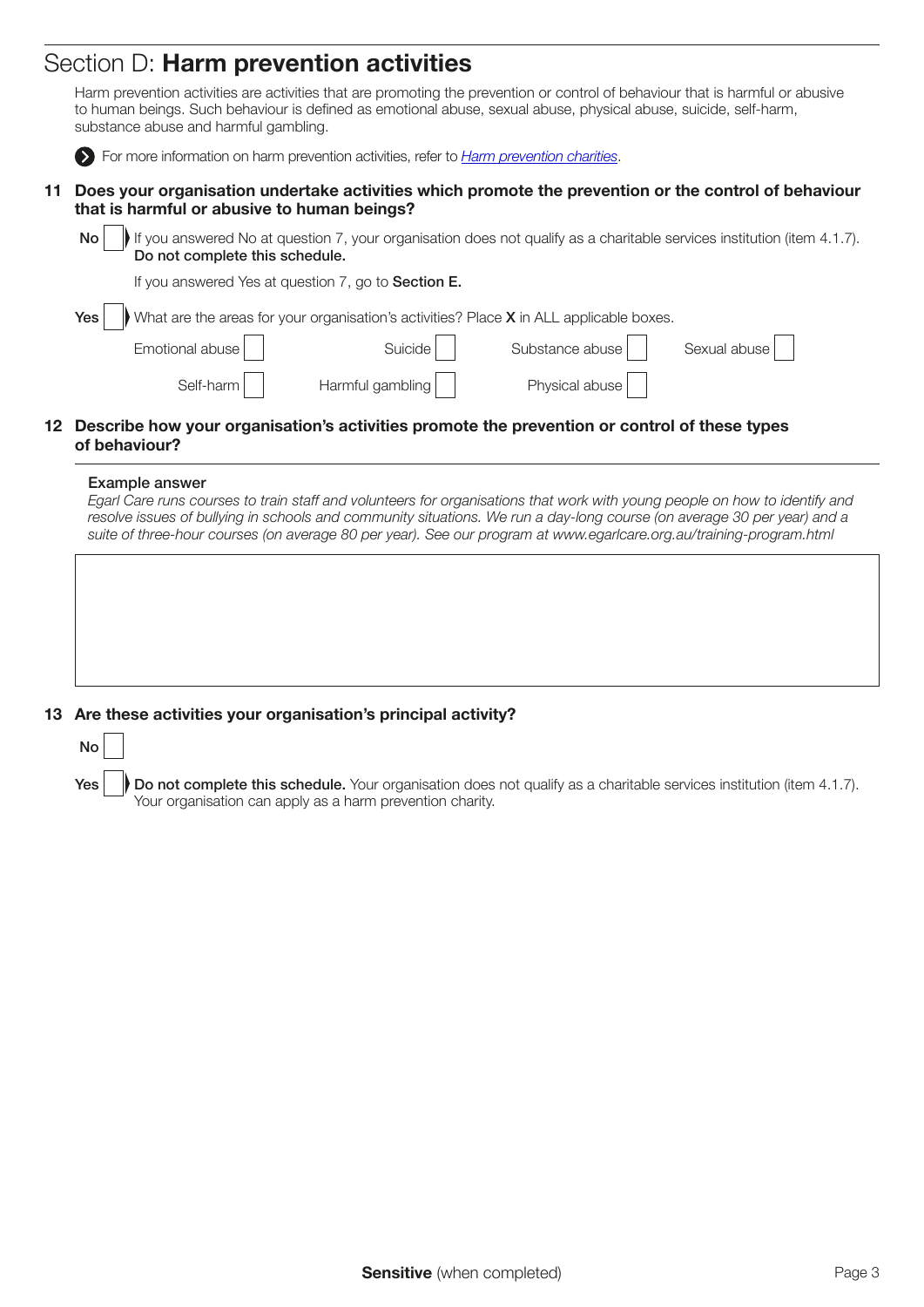## Section D: **Harm prevention activities**

Harm prevention activities are activities that are promoting the prevention or control of behaviour that is harmful or abusive to human beings. Such behaviour is defined as emotional abuse, sexual abuse, physical abuse, suicide, self-harm, substance abuse and harmful gambling.

For more information on harm prevention activities, refer to *Harm prevention charities*.

**11 Does your organisation undertake activities which promote the prevention or the control of behaviour that is harmful or abusive to human beings?**

No ☐ If you answered No at question 7, your organisation does not qualify as a charitable services institution (item 4.1.7). **Do not complete this schedule.**

If you answered Yes at question 7, go to **Section E.**

Yes ☐ What are the areas for your organisation's activities? Place **X** in ALL applicable boxes.

Emotional abuse ☐ Suicide ☐ Substance abuse ☐ Sexual abuse ☐

Self-harm ☐ Harmful gambling ☐ Physical abuse ☐

**12 Describe how your organisation's activities promote the prevention or control of these types of behaviour?**

**Example answer**

*Egarl Care runs courses to train staff and volunteers for organisations that work with young people on how to identify and resolve issues of bullying in schools and community situations. We run a day-long course (on average 30 per year) and a suite of three-hour courses (on average 80 per year). See our program at www.egarlcare.org.au/training-program.html*

**13 Are these activities your organisation's principal activity?**

No ☐

Yes ☐ **Do not complete this schedule.** Your organisation does not qualify as a charitable services institution (item 4.1.7). Your organisation can apply as a harm prevention charity.

**Sensitive** (when completed)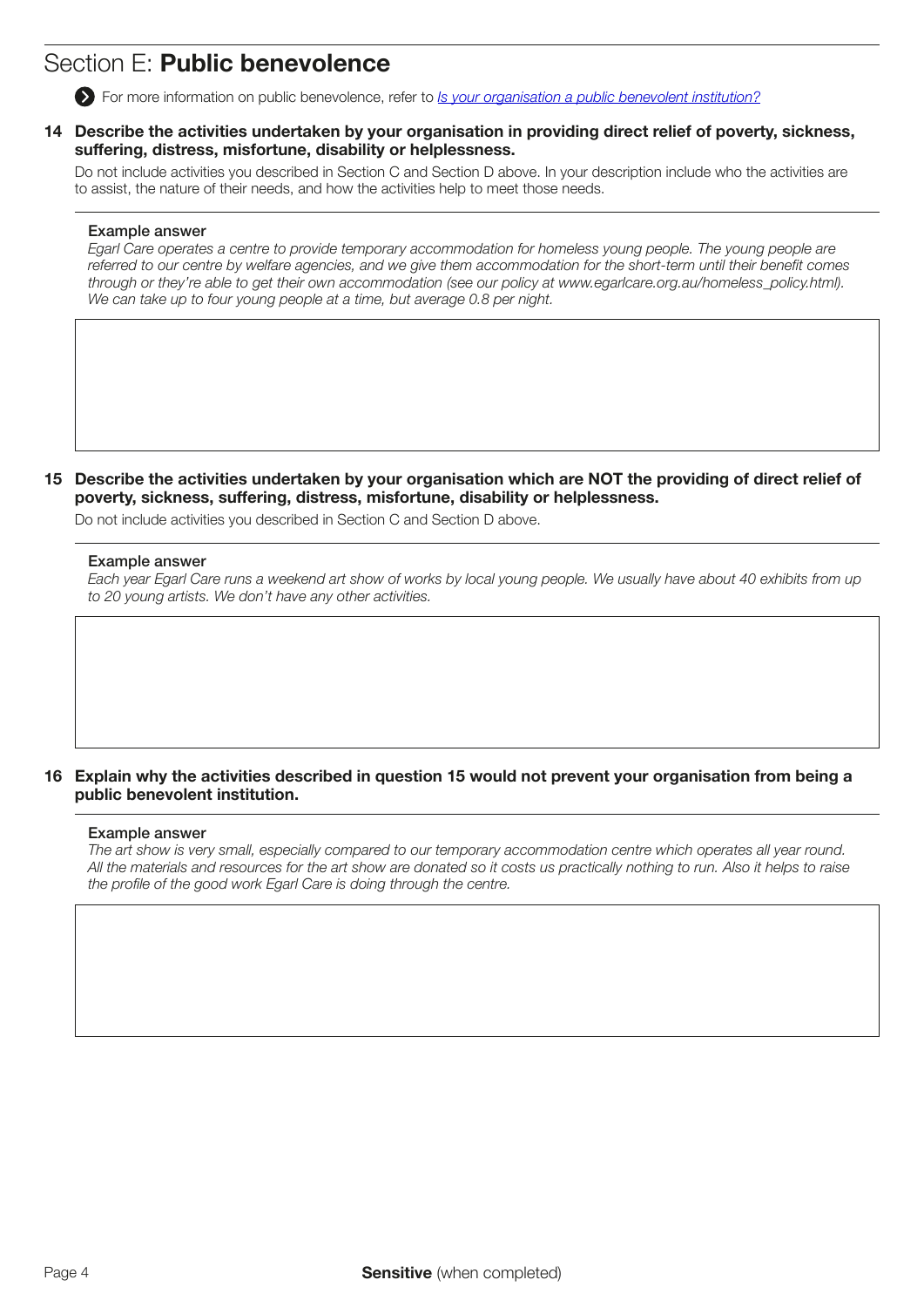## Section E: **Public benevolence**

For more information on public benevolence, refer to *Is your organisation a public benevolent institution?*

**14 Describe the activities undertaken by your organisation in providing direct relief of poverty, sickness, suffering, distress, misfortune, disability or helplessness.**

Do not include activities you described in Section C and Section D above. In your description include who the activities are to assist, the nature of their needs, and how the activities help to meet those needs.

**Example answer**

*Egarl Care operates a centre to provide temporary accommodation for homeless young people. The young people are referred to our centre by welfare agencies, and we give them accommodation for the short-term until their benefit comes through or they're able to get their own accommodation (see our policy at www.egarlcare.org.au/homeless_policy.html). We can take up to four young people at a time, but average 0.8 per night.*

**15 Describe the activities undertaken by your organisation which are NOT the providing of direct relief of poverty, sickness, suffering, distress, misfortune, disability or helplessness.**

Do not include activities you described in Section C and Section D above.

**Example answer**

*Each year Egarl Care runs a weekend art show of works by local young people. We usually have about 40 exhibits from up to 20 young artists. We don't have any other activities.*

**16 Explain why the activities described in question 15 would not prevent your organisation from being a public benevolent institution.**

**Example answer**

*The art show is very small, especially compared to our temporary accommodation centre which operates all year round. All the materials and resources for the art show are donated so it costs us practically nothing to run. Also it helps to raise the profile of the good work Egarl Care is doing through the centre.*

**Sensitive** (when completed)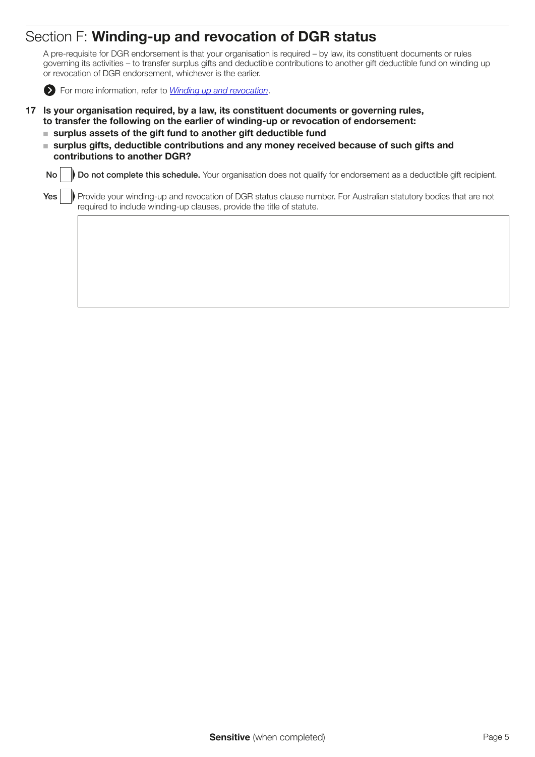## Section F: **Winding-up and revocation of DGR status**

A pre-requisite for DGR endorsement is that your organisation is required – by law, its constituent documents or rules governing its activities – to transfer surplus gifts and deductible contributions to another gift deductible fund on winding up or revocation of DGR endorsement, whichever is the earlier.

For more information, refer to *Winding up and revocation*.

**17 Is your organisation required, by a law, its constituent documents or governing rules, to transfer the following on the earlier of winding-up or revocation of endorsement:**

- **surplus assets of the gift fund to another gift deductible fund**
- **surplus gifts, deductible contributions and any money received because of such gifts and contributions to another DGR?**

No ☐ **Do not complete this schedule.** Your organisation does not qualify for endorsement as a deductible gift recipient.

Yes ☐ Provide your winding-up and revocation of DGR status clause number. For Australian statutory bodies that are not required to include winding-up clauses, provide the title of statute.

**Sensitive** (when completed)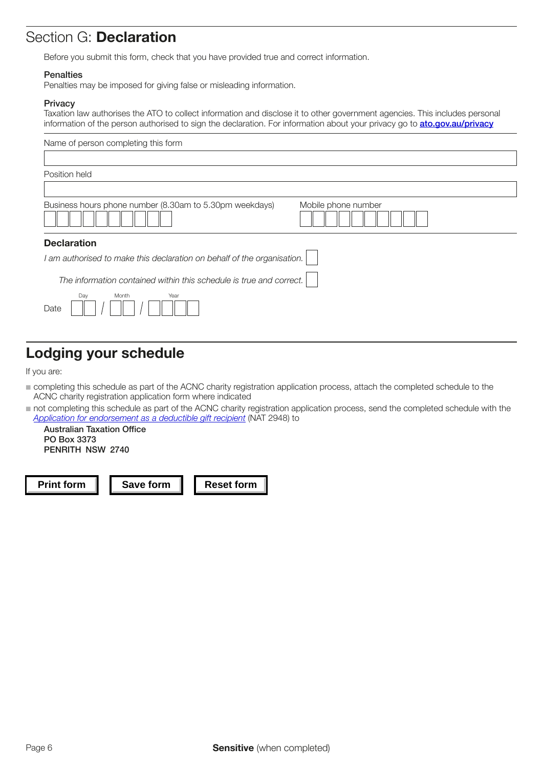## Section G: **Declaration**

Before you submit this form, check that you have provided true and correct information.

### Penalties

Penalties may be imposed for giving false or misleading information.

### Privacy

Taxation law authorises the ATO to collect information and disclose it to other government agencies. This includes personal information of the person authorised to sign the declaration. For information about your privacy go to **ato.gov.au/privacy**

Name of person completing this form

Position held

Business hours phone number (8.30am to 5.30pm weekdays)

Mobile phone number

### Declaration

*I am authorised to make this declaration on behalf of the organisation.*

*The information contained within this schedule is true and correct.*

Date Day / Month / Year

## Lodging your schedule

If you are:

- completing this schedule as part of the ACNC charity registration application process, attach the completed schedule to the ACNC charity registration application form where indicated
- not completing this schedule as part of the ACNC charity registration application process, send the completed schedule with the *Application for endorsement as a deductible gift recipient* (NAT 2948) to

**Australian Taxation Office**
**PO Box 3373**
**PENRITH NSW 2740**

**Print form** **Save form** **Reset form**

**Sensitive** (when completed)